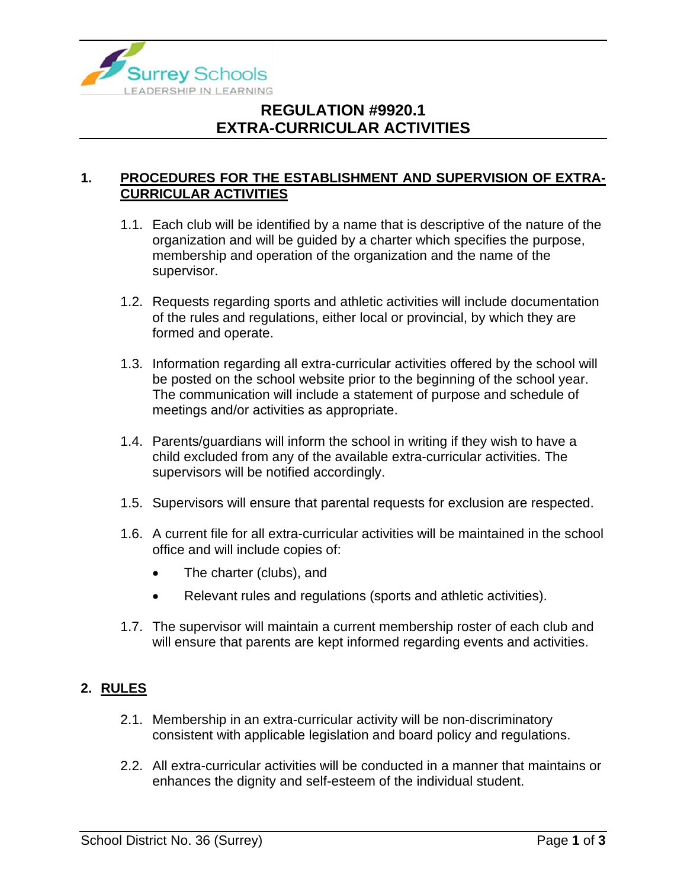# REGULATION #9920.1
# EXTRA-CURRICULAR ACTIVITIES

## 1. PROCEDURES FOR THE ESTABLISHMENT AND SUPERVISION OF EXTRA-CURRICULAR ACTIVITIES

1.1. Each club will be identified by a name that is descriptive of the nature of the organization and will be guided by a charter which specifies the purpose, membership and operation of the organization and the name of the supervisor.

1.2. Requests regarding sports and athletic activities will include documentation of the rules and regulations, either local or provincial, by which they are formed and operate.

1.3. Information regarding all extra-curricular activities offered by the school will be posted on the school website prior to the beginning of the school year. The communication will include a statement of purpose and schedule of meetings and/or activities as appropriate.

1.4. Parents/guardians will inform the school in writing if they wish to have a child excluded from any of the available extra-curricular activities. The supervisors will be notified accordingly.

1.5. Supervisors will ensure that parental requests for exclusion are respected.

1.6. A current file for all extra-curricular activities will be maintained in the school office and will include copies of:

- The charter (clubs), and
- Relevant rules and regulations (sports and athletic activities).

1.7. The supervisor will maintain a current membership roster of each club and will ensure that parents are kept informed regarding events and activities.

## 2. RULES

2.1. Membership in an extra-curricular activity will be non-discriminatory consistent with applicable legislation and board policy and regulations.

2.2. All extra-curricular activities will be conducted in a manner that maintains or enhances the dignity and self-esteem of the individual student.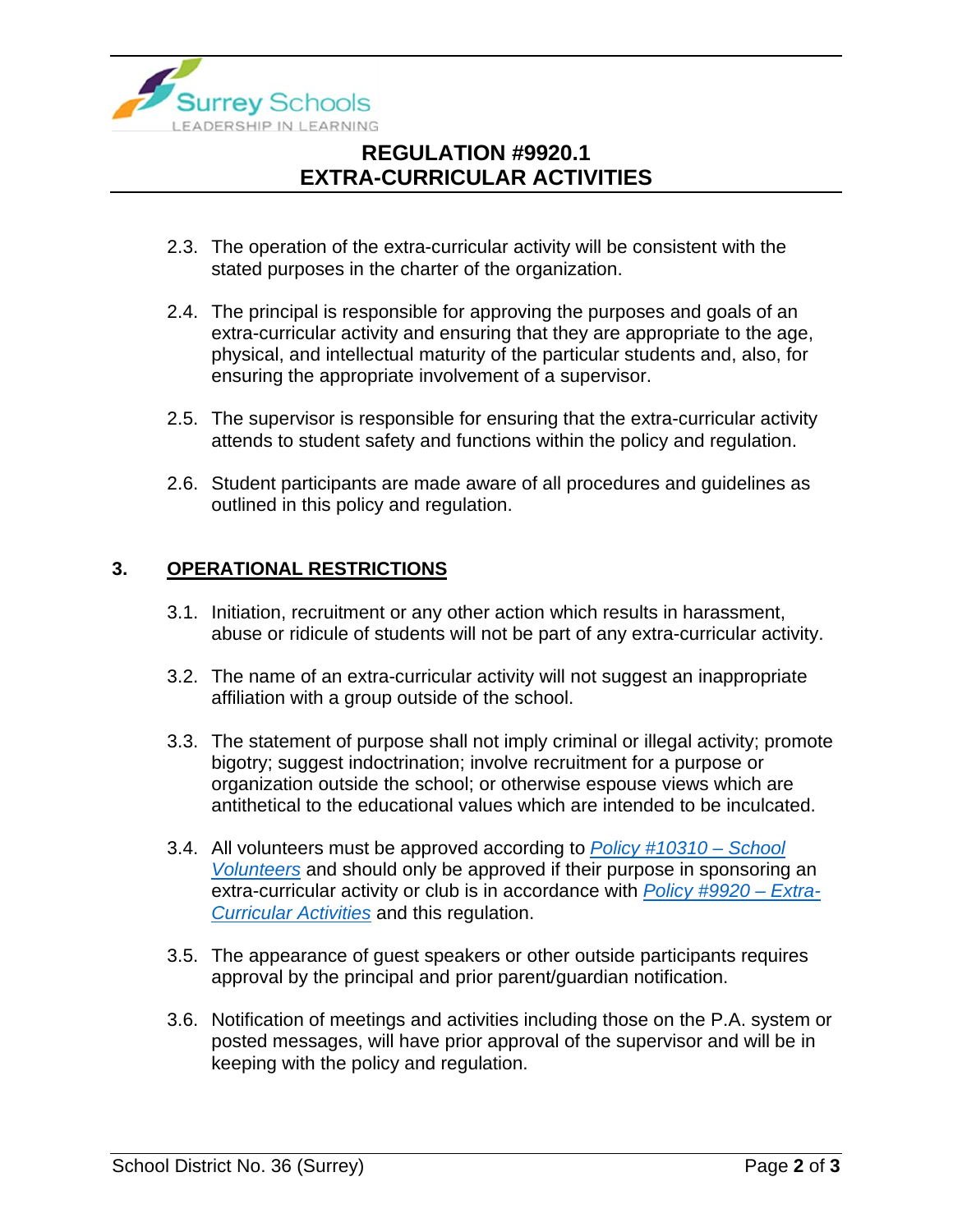2.3. The operation of the extra-curricular activity will be consistent with the stated purposes in the charter of the organization.

2.4. The principal is responsible for approving the purposes and goals of an extra-curricular activity and ensuring that they are appropriate to the age, physical, and intellectual maturity of the particular students and, also, for ensuring the appropriate involvement of a supervisor.

2.5. The supervisor is responsible for ensuring that the extra-curricular activity attends to student safety and functions within the policy and regulation.

2.6. Student participants are made aware of all procedures and guidelines as outlined in this policy and regulation.

## 3. OPERATIONAL RESTRICTIONS

3.1. Initiation, recruitment or any other action which results in harassment, abuse or ridicule of students will not be part of any extra-curricular activity.

3.2. The name of an extra-curricular activity will not suggest an inappropriate affiliation with a group outside of the school.

3.3. The statement of purpose shall not imply criminal or illegal activity; promote bigotry; suggest indoctrination; involve recruitment for a purpose or organization outside the school; or otherwise espouse views which are antithetical to the educational values which are intended to be inculcated.

3.4. All volunteers must be approved according to *Policy #10310 – School Volunteers* and should only be approved if their purpose in sponsoring an extra-curricular activity or club is in accordance with *Policy #9920 – Extra-Curricular Activities* and this regulation.

3.5. The appearance of guest speakers or other outside participants requires approval by the principal and prior parent/guardian notification.

3.6. Notification of meetings and activities including those on the P.A. system or posted messages, will have prior approval of the supervisor and will be in keeping with the policy and regulation.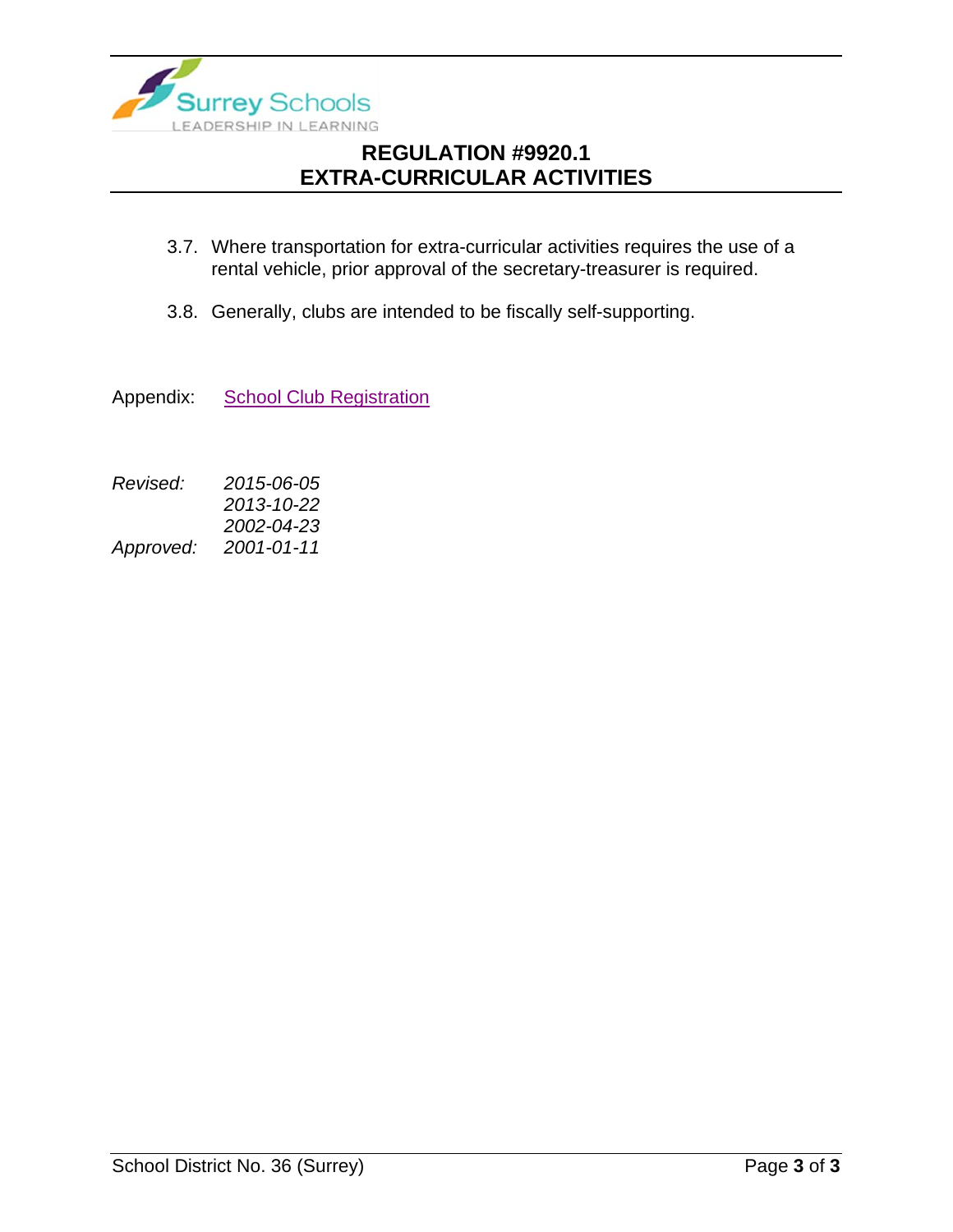# REGULATION #9920.1
# EXTRA-CURRICULAR ACTIVITIES

3.7. Where transportation for extra-curricular activities requires the use of a rental vehicle, prior approval of the secretary-treasurer is required.

3.8. Generally, clubs are intended to be fiscally self-supporting.

Appendix: School Club Registration

*Revised:* *2015-06-05*
*2013-10-22*
*2002-04-23*
*Approved:* *2001-01-11*